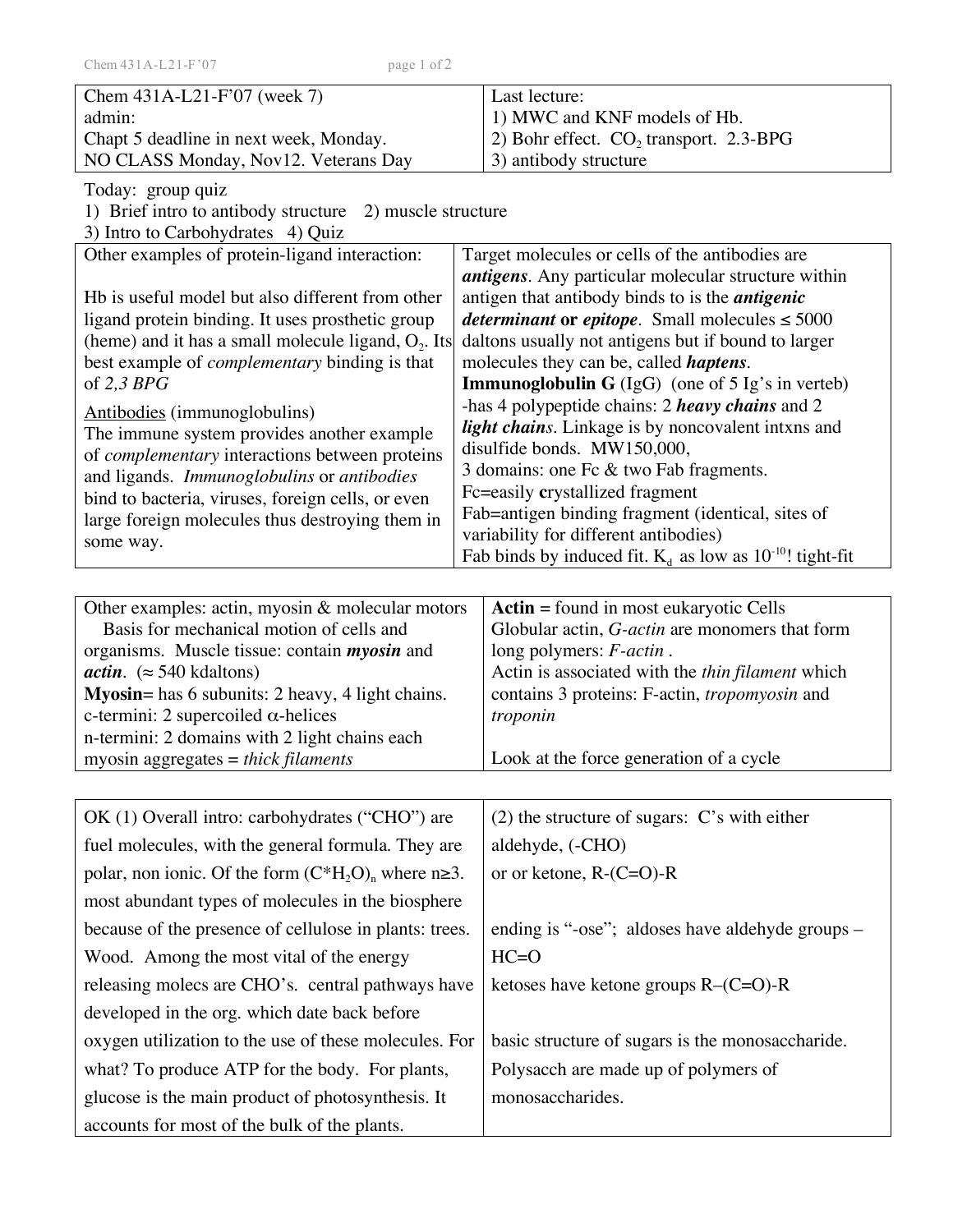| Chem 431A-L21-F'07 (week 7)<br>admin:<br>Chapt 5 deadline in next week, Monday.<br>NO CLASS Monday, Nov12. Veterans Day | Last lecture:<br>1) MWC and KNF models of Hb.<br>2) Bohr effect. $CO_2$ transport. 2.3-BPG<br>3) antibody structure |
|---|---|

Today: group quiz
1) Brief intro to antibody structure 2) muscle structure
3) Intro to Carbohydrates 4) Quiz

| Other examples of protein-ligand interaction:<br><br>Hb is useful model but also different from other ligand protein binding. It uses prosthetic group (heme) and it has a small molecule ligand, $O_2$. Its best example of *complementary* binding is that of *2,3 BPG*<br><br>Antibodies (immunoglobulins)<br>The immune system provides another example of *complementary* interactions between proteins and ligands. *Immunoglobulins* or *antibodies* bind to bacteria, viruses, foreign cells, or even large foreign molecules thus destroying them in some way. | Target molecules or cells of the antibodies are ***antigens***. Any particular molecular structure within antigen that antibody binds to is the ***antigenic determinant* or *epitope***. Small molecules ≤ 5000 daltons usually not antigens but if bound to larger molecules they can be, called ***haptens***.<br>**Immunoglobulin G** (IgG) (one of 5 Ig's in verteb)<br>-has 4 polypeptide chains: 2 ***heavy chains*** and 2 ***light chains***. Linkage is by noncovalent intxns and disulfide bonds. MW150,000,<br>3 domains: one Fc & two Fab fragments.<br>Fc=easily **c**rystallized fragment<br>Fab=antigen binding fragment (identical, sites of variability for different antibodies)<br>Fab binds by induced fit. $K_d$ as low as $10^{-10}$! tight-fit |
|---|---|

| Other examples: actin, myosin & molecular motors<br>Basis for mechanical motion of cells and organisms. Muscle tissue: contain ***myosin*** and ***actin***. (≈ 540 kdaltons)<br>**Myosin**= has 6 subunits: 2 heavy, 4 light chains.<br>c-termini: 2 supercoiled α-helices<br>n-termini: 2 domains with 2 light chains each<br>myosin aggregates = *thick filaments* | **Actin** = found in most eukaryotic Cells<br>Globular actin, *G-actin* are monomers that form long polymers: *F-actin* .<br>Actin is associated with the *thin filament* which contains 3 proteins: F-actin, *tropomyosin* and *troponin*<br><br>Look at the force generation of a cycle |
|---|---|

| OK (1) Overall intro: carbohydrates ("CHO") are fuel molecules, with the general formula. They are polar, non ionic. Of the form $(C*H_2O)_n$ where n≥3. most abundant types of molecules in the biosphere because of the presence of cellulose in plants: trees. Wood. Among the most vital of the energy releasing molecs are CHO's. central pathways have developed in the org. which date back before oxygen utilization to the use of these molecules. For what? To produce ATP for the body. For plants, glucose is the main product of photosynthesis. It accounts for most of the bulk of the plants. | (2) the structure of sugars: C's with either aldehyde, (-CHO)<br>or or ketone, R-(C=O)-R<br><br>ending is "-ose"; aldoses have aldehyde groups – HC=O<br>ketoses have ketone groups R–(C=O)-R<br><br>basic structure of sugars is the monosaccharide. Polysacch are made up of polymers of monosaccharides. |
|---|---|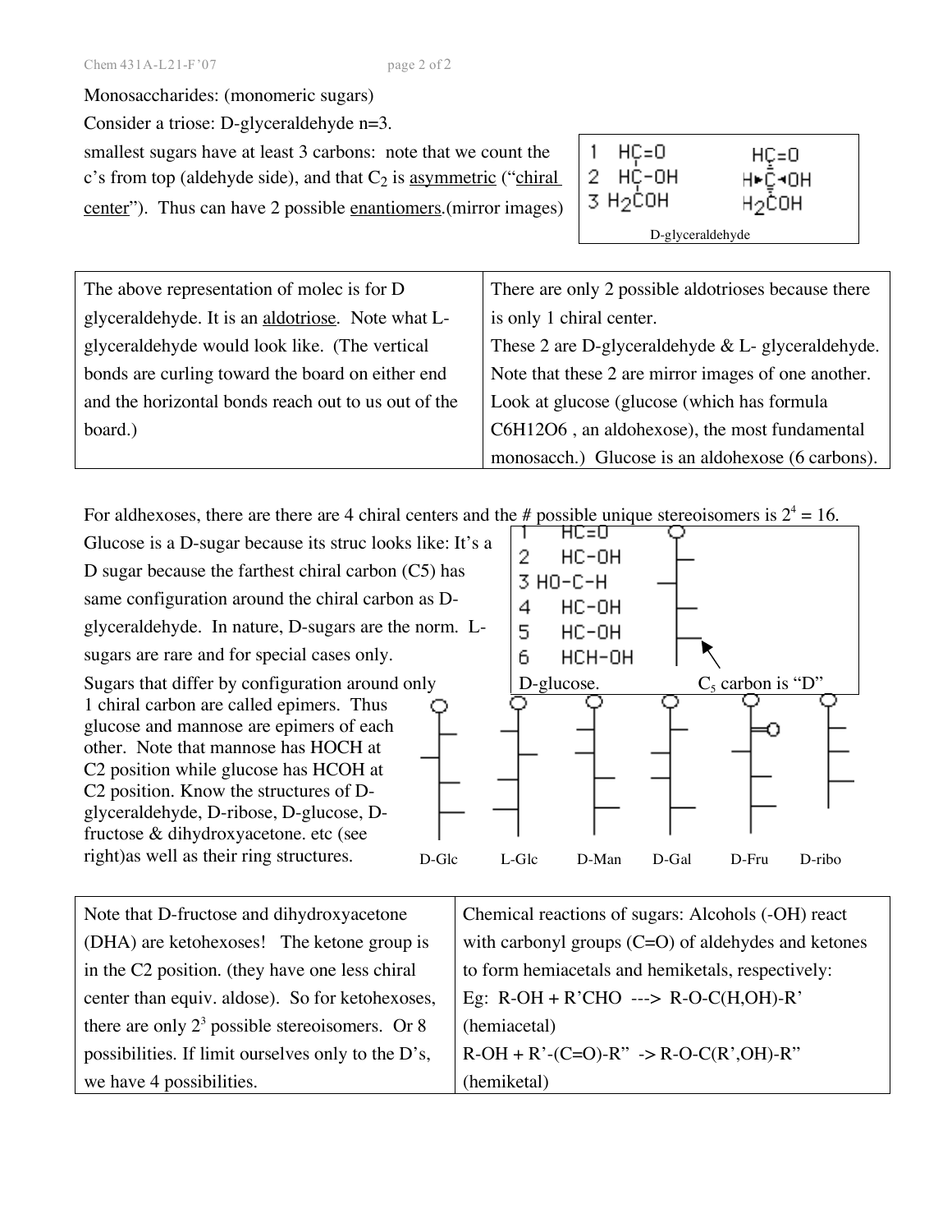Monosaccharides: (monomeric sugars)

Consider a triose: D-glyceraldehyde n=3.

smallest sugars have at least 3 carbons: note that we count the c's from top (aldehyde side), and that $C_2$ is asymmetric ("chiral center"). Thus can have 2 possible enantiomers.(mirror images)

1 HC=O
2 HC-OH
3 $H_2$COH

HC=O
H►C◄OH
$H_2$COH

D-glyceraldehyde

| | |
|---|---|
| The above representation of molec is for D glyceraldehyde. It is an aldotriose. Note what L-glyceraldehyde would look like. (The vertical bonds are curling toward the board on either end and the horizontal bonds reach out to us out of the board.) | There are only 2 possible aldotrioses because there is only 1 chiral center. These 2 are D-glyceraldehyde & L- glyceraldehyde. Note that these 2 are mirror images of one another. Look at glucose (glucose (which has formula $C_6H_{12}O_6$ , an aldohexose), the most fundamental monosacch.) Glucose is an aldohexose (6 carbons). |

For aldhexoses, there are there are 4 chiral centers and the # possible unique stereoisomers is $2^4 = 16$.

Glucose is a D-sugar because its struc looks like: It's a D sugar because the farthest chiral carbon (C5) has same configuration around the chiral carbon as D-glyceraldehyde. In nature, D-sugars are the norm. L-sugars are rare and for special cases only.

1 HC=O
2 HC-OH
3 HO-C-H
4 HC-OH
5 HC-OH
6 HCH-OH

D-glucose. $C_5$ carbon is "D"

Sugars that differ by configuration around only 1 chiral carbon are called epimers. Thus glucose and mannose are epimers of each other. Note that mannose has HOCH at C2 position while glucose has HCOH at C2 position. Know the structures of D-glyceraldehyde, D-ribose, D-glucose, D-fructose & dihydroxyacetone. etc (see right)as well as their ring structures.

D-Glc L-Glc D-Man D-Gal D-Fru D-ribo

| | |
|---|---|
| Note that D-fructose and dihydroxyacetone (DHA) are ketohexoses! The ketone group is in the C2 position. (they have one less chiral center than equiv. aldose). So for ketohexoses, there are only $2^3$ possible stereoisomers. Or 8 possibilities. If limit ourselves only to the D's, we have 4 possibilities. | Chemical reactions of sugars: Alcohols (-OH) react with carbonyl groups (C=O) of aldehydes and ketones to form hemiacetals and hemiketals, respectively: Eg: R-OH + R'CHO ---> R-O-C(H,OH)-R' (hemiacetal) R-OH + R'-(C=O)-R" -> R-O-C(R',OH)-R" (hemiketal) |